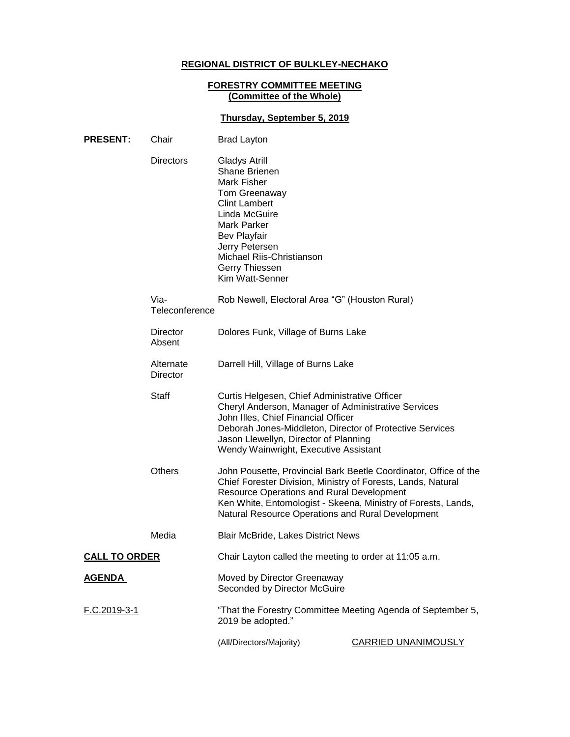**REGIONAL DISTRICT OF BULKLEY-NECHAKO**

**FORESTRY COMMITTEE MEETING**
**(Committee of the Whole)**

**Thursday, September 5, 2019**

| | | |
|---|---|---|
| **PRESENT:** | Chair | Brad Layton |
| | Directors | Gladys Atrill<br>Shane Brienen<br>Mark Fisher<br>Tom Greenaway<br>Clint Lambert<br>Linda McGuire<br>Mark Parker<br>Bev Playfair<br>Jerry Petersen<br>Michael Riis-Christianson<br>Gerry Thiessen<br>Kim Watt-Senner |
| | Via-Teleconference | Rob Newell, Electoral Area "G" (Houston Rural) |
| | Director Absent | Dolores Funk, Village of Burns Lake |
| | Alternate Director | Darrell Hill, Village of Burns Lake |
| | Staff | Curtis Helgesen, Chief Administrative Officer<br>Cheryl Anderson, Manager of Administrative Services<br>John Illes, Chief Financial Officer<br>Deborah Jones-Middleton, Director of Protective Services<br>Jason Llewellyn, Director of Planning<br>Wendy Wainwright, Executive Assistant |
| | Others | John Pousette, Provincial Bark Beetle Coordinator, Office of the Chief Forester Division, Ministry of Forests, Lands, Natural Resource Operations and Rural Development<br>Ken White, Entomologist - Skeena, Ministry of Forests, Lands, Natural Resource Operations and Rural Development |
| | Media | Blair McBride, Lakes District News |

**CALL TO ORDER**

Chair Layton called the meeting to order at 11:05 a.m.

**AGENDA**

Moved by Director Greenaway
Seconded by Director McGuire

F.C.2019-3-1

"That the Forestry Committee Meeting Agenda of September 5, 2019 be adopted."

(All/Directors/Majority) CARRIED UNANIMOUSLY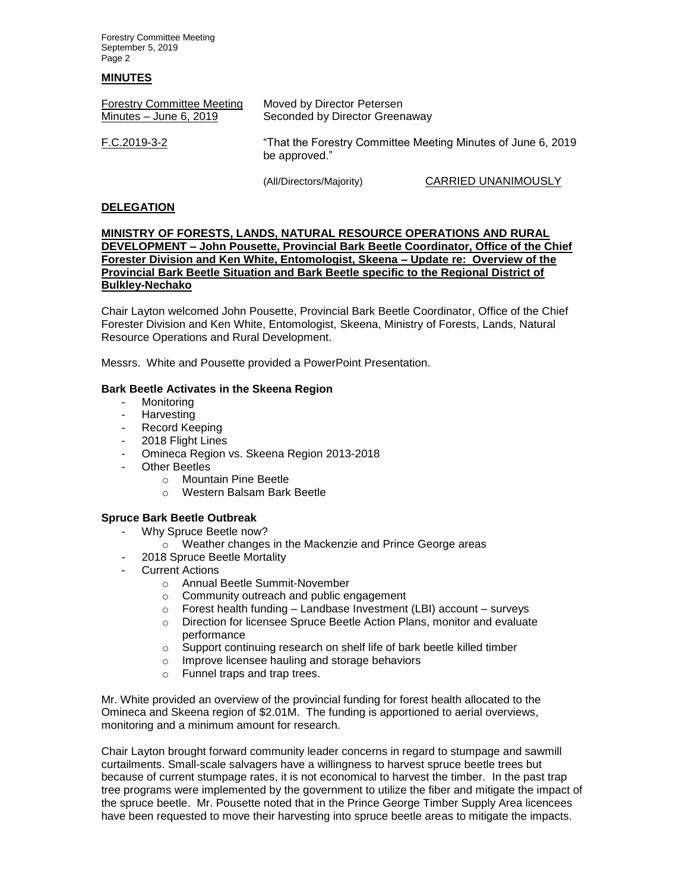## MINUTES

| | |
|---|---|
| Forestry Committee Meeting Minutes – June 6, 2019 | Moved by Director Petersen<br>Seconded by Director Greenaway |
| F.C.2019-3-2 | "That the Forestry Committee Meeting Minutes of June 6, 2019 be approved." |
| | (All/Directors/Majority) CARRIED UNANIMOUSLY |

## DELEGATION

**MINISTRY OF FORESTS, LANDS, NATURAL RESOURCE OPERATIONS AND RURAL DEVELOPMENT – John Pousette, Provincial Bark Beetle Coordinator, Office of the Chief Forester Division and Ken White, Entomologist, Skeena – Update re: Overview of the Provincial Bark Beetle Situation and Bark Beetle specific to the Regional District of Bulkley-Nechako**

Chair Layton welcomed John Pousette, Provincial Bark Beetle Coordinator, Office of the Chief Forester Division and Ken White, Entomologist, Skeena, Ministry of Forests, Lands, Natural Resource Operations and Rural Development.

Messrs. White and Pousette provided a PowerPoint Presentation.

**Bark Beetle Activates in the Skeena Region**

- Monitoring
- Harvesting
- Record Keeping
- 2018 Flight Lines
- Omineca Region vs. Skeena Region 2013-2018
- Other Beetles
  - Mountain Pine Beetle
  - Western Balsam Bark Beetle

**Spruce Bark Beetle Outbreak**

- Why Spruce Beetle now?
  - Weather changes in the Mackenzie and Prince George areas
- 2018 Spruce Beetle Mortality
- Current Actions
  - Annual Beetle Summit-November
  - Community outreach and public engagement
  - Forest health funding – Landbase Investment (LBI) account – surveys
  - Direction for licensee Spruce Beetle Action Plans, monitor and evaluate performance
  - Support continuing research on shelf life of bark beetle killed timber
  - Improve licensee hauling and storage behaviors
  - Funnel traps and trap trees.

Mr. White provided an overview of the provincial funding for forest health allocated to the Omineca and Skeena region of $2.01M. The funding is apportioned to aerial overviews, monitoring and a minimum amount for research.

Chair Layton brought forward community leader concerns in regard to stumpage and sawmill curtailments. Small-scale salvagers have a willingness to harvest spruce beetle trees but because of current stumpage rates, it is not economical to harvest the timber. In the past trap tree programs were implemented by the government to utilize the fiber and mitigate the impact of the spruce beetle. Mr. Pousette noted that in the Prince George Timber Supply Area licencees have been requested to move their harvesting into spruce beetle areas to mitigate the impacts.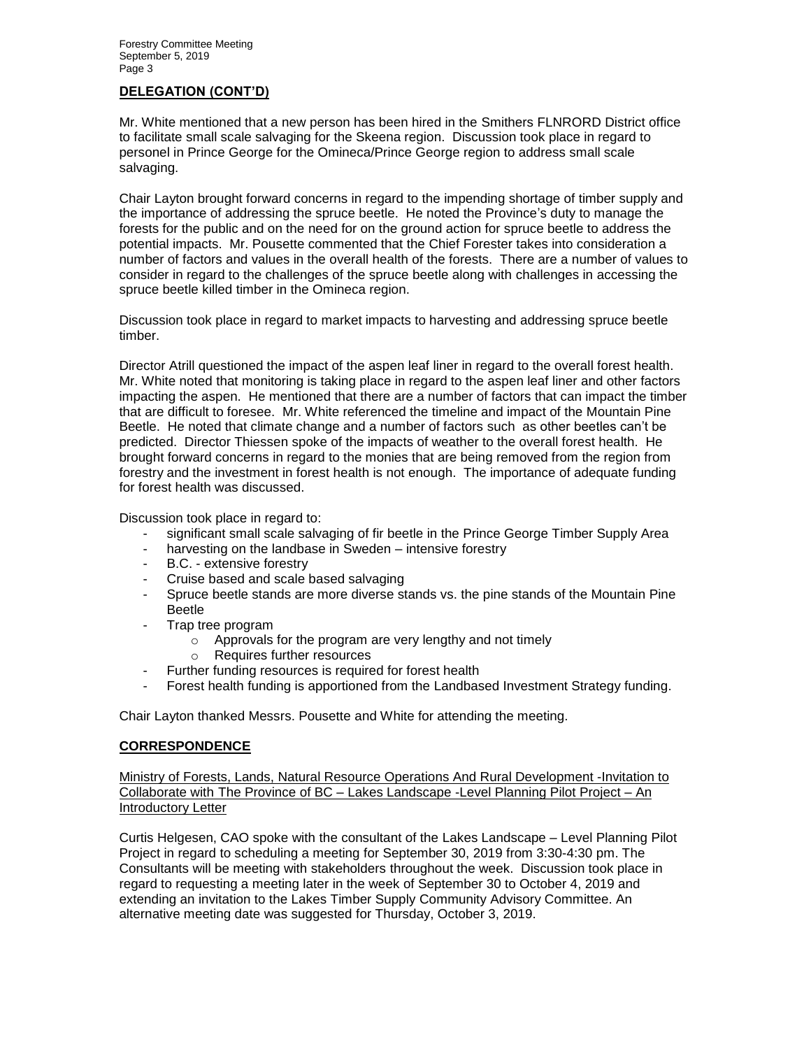**DELEGATION (CONT'D)**

Mr. White mentioned that a new person has been hired in the Smithers FLNRORD District office to facilitate small scale salvaging for the Skeena region. Discussion took place in regard to personel in Prince George for the Omineca/Prince George region to address small scale salvaging.

Chair Layton brought forward concerns in regard to the impending shortage of timber supply and the importance of addressing the spruce beetle. He noted the Province's duty to manage the forests for the public and on the need for on the ground action for spruce beetle to address the potential impacts. Mr. Pousette commented that the Chief Forester takes into consideration a number of factors and values in the overall health of the forests. There are a number of values to consider in regard to the challenges of the spruce beetle along with challenges in accessing the spruce beetle killed timber in the Omineca region.

Discussion took place in regard to market impacts to harvesting and addressing spruce beetle timber.

Director Atrill questioned the impact of the aspen leaf liner in regard to the overall forest health. Mr. White noted that monitoring is taking place in regard to the aspen leaf liner and other factors impacting the aspen. He mentioned that there are a number of factors that can impact the timber that are difficult to foresee. Mr. White referenced the timeline and impact of the Mountain Pine Beetle. He noted that climate change and a number of factors such as other beetles can't be predicted. Director Thiessen spoke of the impacts of weather to the overall forest health. He brought forward concerns in regard to the monies that are being removed from the region from forestry and the investment in forest health is not enough. The importance of adequate funding for forest health was discussed.

Discussion took place in regard to:

- significant small scale salvaging of fir beetle in the Prince George Timber Supply Area
- harvesting on the landbase in Sweden – intensive forestry
- B.C. - extensive forestry
- Cruise based and scale based salvaging
- Spruce beetle stands are more diverse stands vs. the pine stands of the Mountain Pine Beetle
- Trap tree program
  - Approvals for the program are very lengthy and not timely
  - Requires further resources
- Further funding resources is required for forest health
- Forest health funding is apportioned from the Landbased Investment Strategy funding.

Chair Layton thanked Messrs. Pousette and White for attending the meeting.

**CORRESPONDENCE**

Ministry of Forests, Lands, Natural Resource Operations And Rural Development -Invitation to Collaborate with The Province of BC – Lakes Landscape -Level Planning Pilot Project – An Introductory Letter

Curtis Helgesen, CAO spoke with the consultant of the Lakes Landscape – Level Planning Pilot Project in regard to scheduling a meeting for September 30, 2019 from 3:30-4:30 pm. The Consultants will be meeting with stakeholders throughout the week. Discussion took place in regard to requesting a meeting later in the week of September 30 to October 4, 2019 and extending an invitation to the Lakes Timber Supply Community Advisory Committee. An alternative meeting date was suggested for Thursday, October 3, 2019.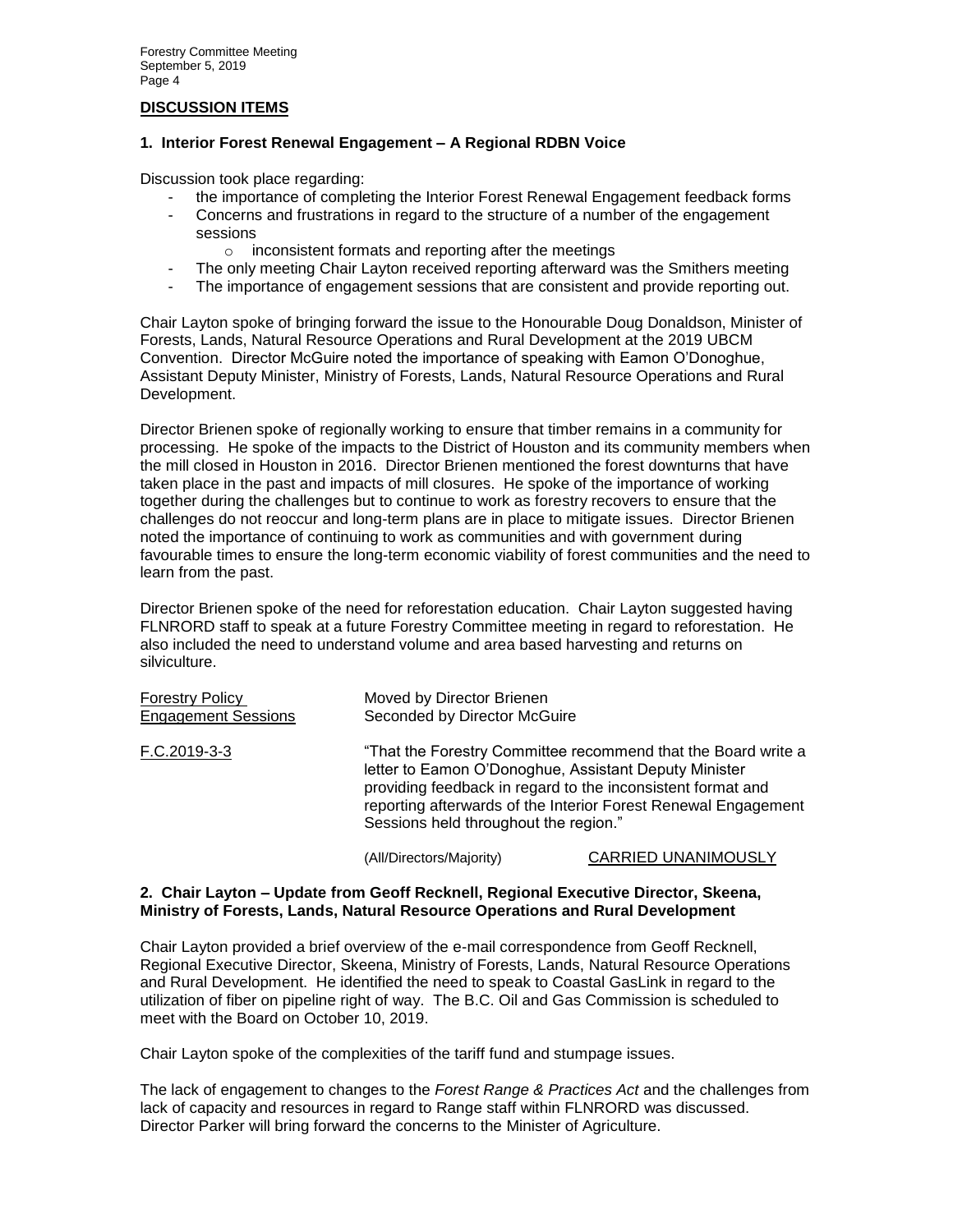## DISCUSSION ITEMS

### 1. Interior Forest Renewal Engagement – A Regional RDBN Voice

Discussion took place regarding:

- the importance of completing the Interior Forest Renewal Engagement feedback forms
- Concerns and frustrations in regard to the structure of a number of the engagement sessions
    - inconsistent formats and reporting after the meetings
- The only meeting Chair Layton received reporting afterward was the Smithers meeting
- The importance of engagement sessions that are consistent and provide reporting out.

Chair Layton spoke of bringing forward the issue to the Honourable Doug Donaldson, Minister of Forests, Lands, Natural Resource Operations and Rural Development at the 2019 UBCM Convention. Director McGuire noted the importance of speaking with Eamon O'Donoghue, Assistant Deputy Minister, Ministry of Forests, Lands, Natural Resource Operations and Rural Development.

Director Brienen spoke of regionally working to ensure that timber remains in a community for processing. He spoke of the impacts to the District of Houston and its community members when the mill closed in Houston in 2016. Director Brienen mentioned the forest downturns that have taken place in the past and impacts of mill closures. He spoke of the importance of working together during the challenges but to continue to work as forestry recovers to ensure that the challenges do not reoccur and long-term plans are in place to mitigate issues. Director Brienen noted the importance of continuing to work as communities and with government during favourable times to ensure the long-term economic viability of forest communities and the need to learn from the past.

Director Brienen spoke of the need for reforestation education. Chair Layton suggested having FLNRORD staff to speak at a future Forestry Committee meeting in regard to reforestation. He also included the need to understand volume and area based harvesting and returns on silviculture.

| | |
|---|---|
| Forestry Policy Engagement Sessions | Moved by Director Brienen<br>Seconded by Director McGuire |
| F.C.2019-3-3 | "That the Forestry Committee recommend that the Board write a letter to Eamon O'Donoghue, Assistant Deputy Minister providing feedback in regard to the inconsistent format and reporting afterwards of the Interior Forest Renewal Engagement Sessions held throughout the region." |
| | (All/Directors/Majority) CARRIED UNANIMOUSLY |

### 2. Chair Layton – Update from Geoff Recknell, Regional Executive Director, Skeena, Ministry of Forests, Lands, Natural Resource Operations and Rural Development

Chair Layton provided a brief overview of the e-mail correspondence from Geoff Recknell, Regional Executive Director, Skeena, Ministry of Forests, Lands, Natural Resource Operations and Rural Development. He identified the need to speak to Coastal GasLink in regard to the utilization of fiber on pipeline right of way. The B.C. Oil and Gas Commission is scheduled to meet with the Board on October 10, 2019.

Chair Layton spoke of the complexities of the tariff fund and stumpage issues.

The lack of engagement to changes to the *Forest Range & Practices Act* and the challenges from lack of capacity and resources in regard to Range staff within FLNRORD was discussed. Director Parker will bring forward the concerns to the Minister of Agriculture.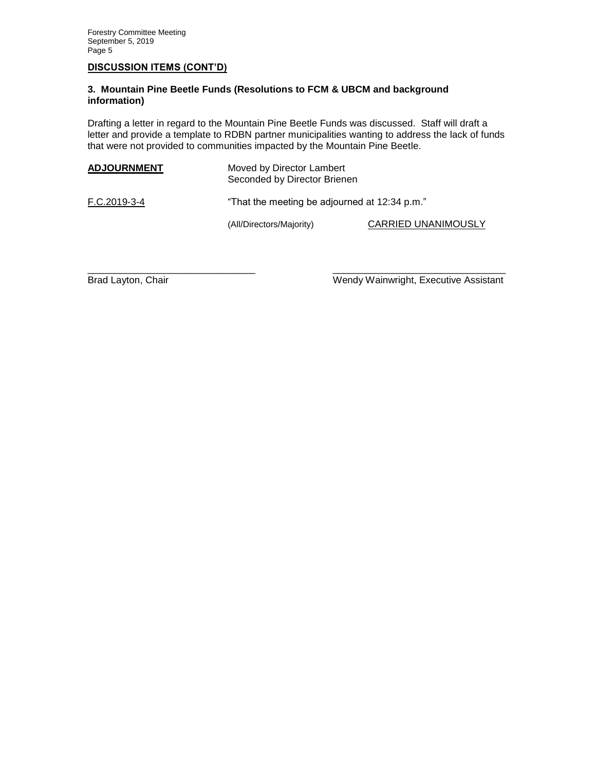**DISCUSSION ITEMS (CONT'D)**

**3. Mountain Pine Beetle Funds (Resolutions to FCM & UBCM and background information)**

Drafting a letter in regard to the Mountain Pine Beetle Funds was discussed. Staff will draft a letter and provide a template to RDBN partner municipalities wanting to address the lack of funds that were not provided to communities impacted by the Mountain Pine Beetle.

**ADJOURNMENT** Moved by Director Lambert
Seconded by Director Brienen

F.C.2019-3-4 "That the meeting be adjourned at 12:34 p.m."

(All/Directors/Majority) CARRIED UNANIMOUSLY

\_\_\_\_\_\_\_\_\_\_\_\_\_\_\_\_\_\_\_\_\_\_\_\_\_\_\_\_\_\_
Brad Layton, Chair

\_\_\_\_\_\_\_\_\_\_\_\_\_\_\_\_\_\_\_\_\_\_\_\_\_\_\_\_\_\_
Wendy Wainwright, Executive Assistant